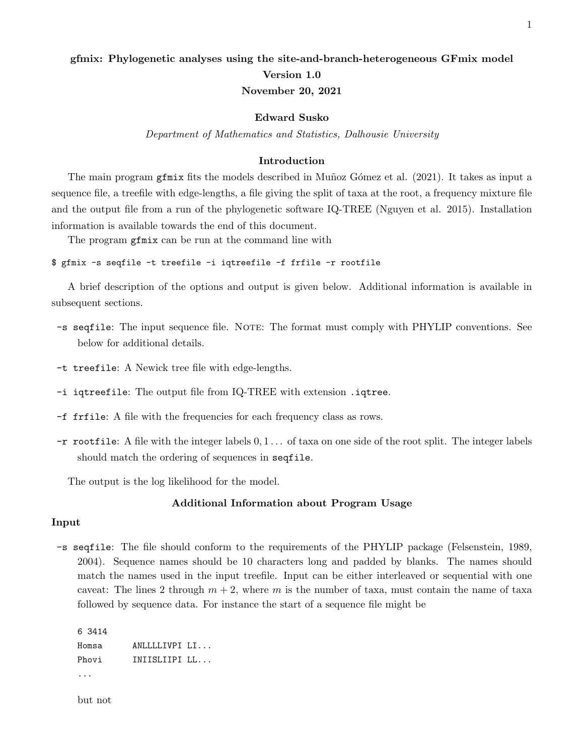**gfmix: Phylogenetic analyses using the site-and-branch-heterogeneous GFmix model**

**Version 1.0**

**November 20, 2021**

**Edward Susko**

*Department of Mathematics and Statistics, Dalhousie University*

### Introduction

The main program `gfmix` fits the models described in Muñoz Gómez et al. (2021). It takes as input a sequence file, a treefile with edge-lengths, a file giving the split of taxa at the root, a frequency mixture file and the output file from a run of the phylogenetic software IQ-TREE (Nguyen et al. 2015). Installation information is available towards the end of this document.

The program `gfmix` can be run at the command line with

```
$ gfmix -s seqfile -t treefile -i iqtreefile -f frfile -r rootfile
```

A brief description of the options and output is given below. Additional information is available in subsequent sections.

- `-s seqfile`: The input sequence file. NOTE: The format must comply with PHYLIP conventions. See below for additional details.
- `-t treefile`: A Newick tree file with edge-lengths.
- `-i iqtreefile`: The output file from IQ-TREE with extension `.iqtree`.
- `-f frfile`: A file with the frequencies for each frequency class as rows.
- `-r rootfile`: A file with the integer labels $0, 1 \ldots$ of taxa on one side of the root split. The integer labels should match the ordering of sequences in `seqfile`.

The output is the log likelihood for the model.

### Additional Information about Program Usage

#### Input

- `-s seqfile`: The file should conform to the requirements of the PHYLIP package (Felsenstein, 1989, 2004). Sequence names should be 10 characters long and padded by blanks. The names should match the names used in the input treefile. Input can be either interleaved or sequential with one caveat: The lines 2 through $m + 2$, where $m$ is the number of taxa, must contain the name of taxa followed by sequence data. For instance the start of a sequence file might be

  ```
  6 3414
  Homsa      ANLLLLIVPI LI...
  Phovi      INIISLIIPI LL...
  ...
  ```

  but not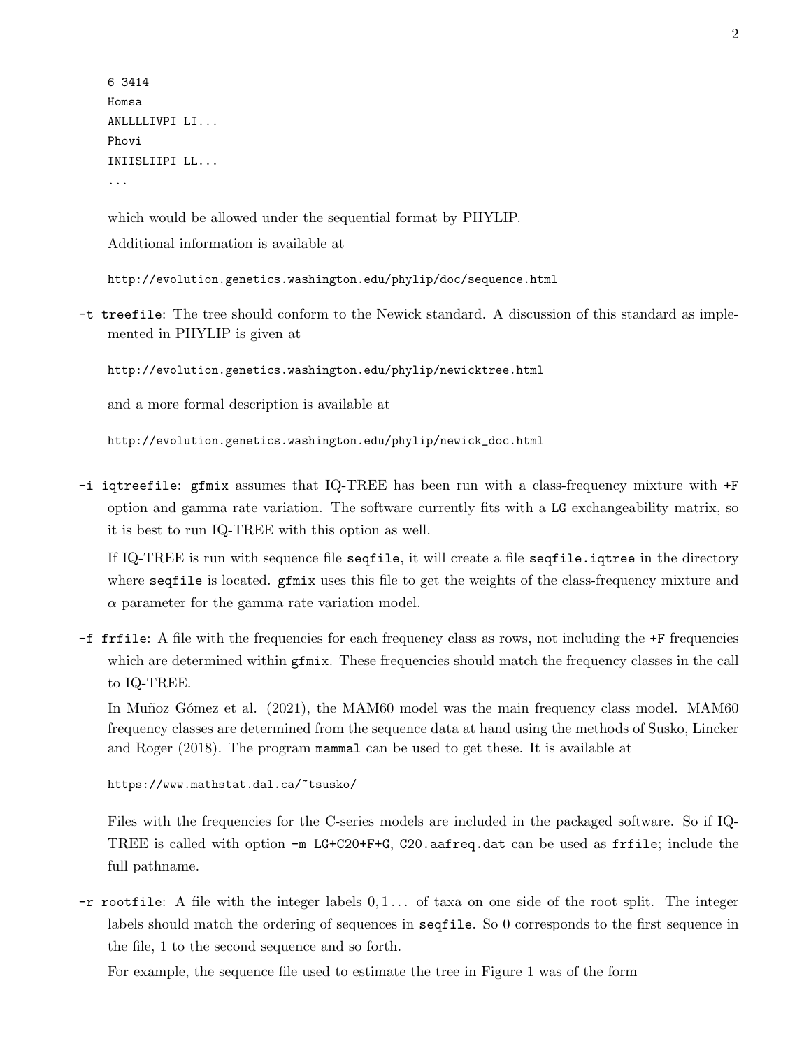```
6 3414
Homsa
ANLLLLIVPI LI...
Phovi
INIISLIIPI LL...
...
```

which would be allowed under the sequential format by PHYLIP.

Additional information is available at

```
http://evolution.genetics.washington.edu/phylip/doc/sequence.html
```

`-t treefile`: The tree should conform to the Newick standard. A discussion of this standard as implemented in PHYLIP is given at

```
http://evolution.genetics.washington.edu/phylip/newicktree.html
```

and a more formal description is available at

```
http://evolution.genetics.washington.edu/phylip/newick_doc.html
```

`-i iqtreefile`: `gfmix` assumes that IQ-TREE has been run with a class-frequency mixture with `+F` option and gamma rate variation. The software currently fits with a `LG` exchangeability matrix, so it is best to run IQ-TREE with this option as well.

If IQ-TREE is run with sequence file `seqfile`, it will create a file `seqfile.iqtree` in the directory where `seqfile` is located. `gfmix` uses this file to get the weights of the class-frequency mixture and $\alpha$ parameter for the gamma rate variation model.

`-f frfile`: A file with the frequencies for each frequency class as rows, not including the `+F` frequencies which are determined within `gfmix`. These frequencies should match the frequency classes in the call to IQ-TREE.

In Muñoz Gómez et al. (2021), the MAM60 model was the main frequency class model. MAM60 frequency classes are determined from the sequence data at hand using the methods of Susko, Lincker and Roger (2018). The program `mammal` can be used to get these. It is available at

```
https://www.mathstat.dal.ca/~tsusko/
```

Files with the frequencies for the C-series models are included in the packaged software. So if IQ-TREE is called with option `-m LG+C20+F+G`, `C20.aafreq.dat` can be used as `frfile`; include the full pathname.

`-r rootfile`: A file with the integer labels $0, 1\ldots$ of taxa on one side of the root split. The integer labels should match the ordering of sequences in `seqfile`. So 0 corresponds to the first sequence in the file, 1 to the second sequence and so forth.

For example, the sequence file used to estimate the tree in Figure 1 was of the form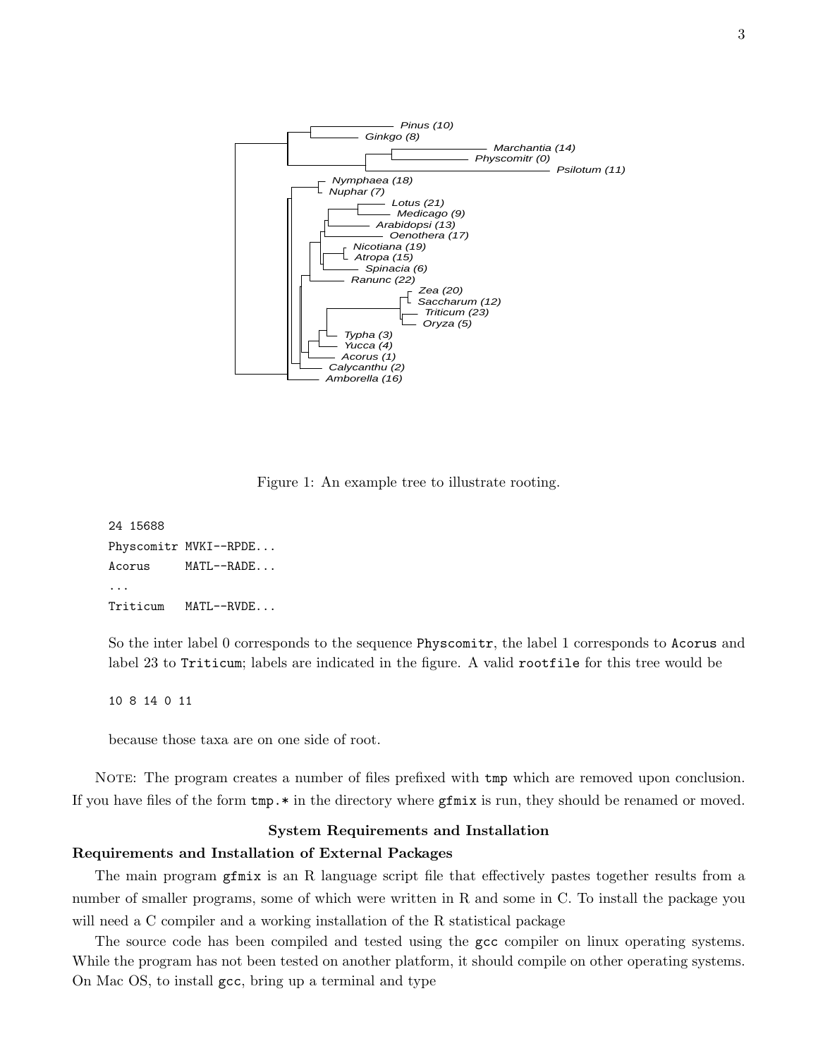Figure 1: An example tree to illustrate rooting.

```
24 15688
Physcomitr MVKI--RPDE...
Acorus     MATL--RADE...
...
Triticum   MATL--RVDE...
```

So the inter label 0 corresponds to the sequence `Physcomitr`, the label 1 corresponds to `Acorus` and label 23 to `Triticum`; labels are indicated in the figure. A valid `rootfile` for this tree would be

```
10 8 14 0 11
```

because those taxa are on one side of root.

NOTE: The program creates a number of files prefixed with `tmp` which are removed upon conclusion. If you have files of the form `tmp.*` in the directory where `gfmix` is run, they should be renamed or moved.

## System Requirements and Installation

### Requirements and Installation of External Packages

The main program `gfmix` is an R language script file that effectively pastes together results from a number of smaller programs, some of which were written in R and some in C. To install the package you will need a C compiler and a working installation of the R statistical package

The source code has been compiled and tested using the `gcc` compiler on linux operating systems. While the program has not been tested on another platform, it should compile on other operating systems. On Mac OS, to install `gcc`, bring up a terminal and type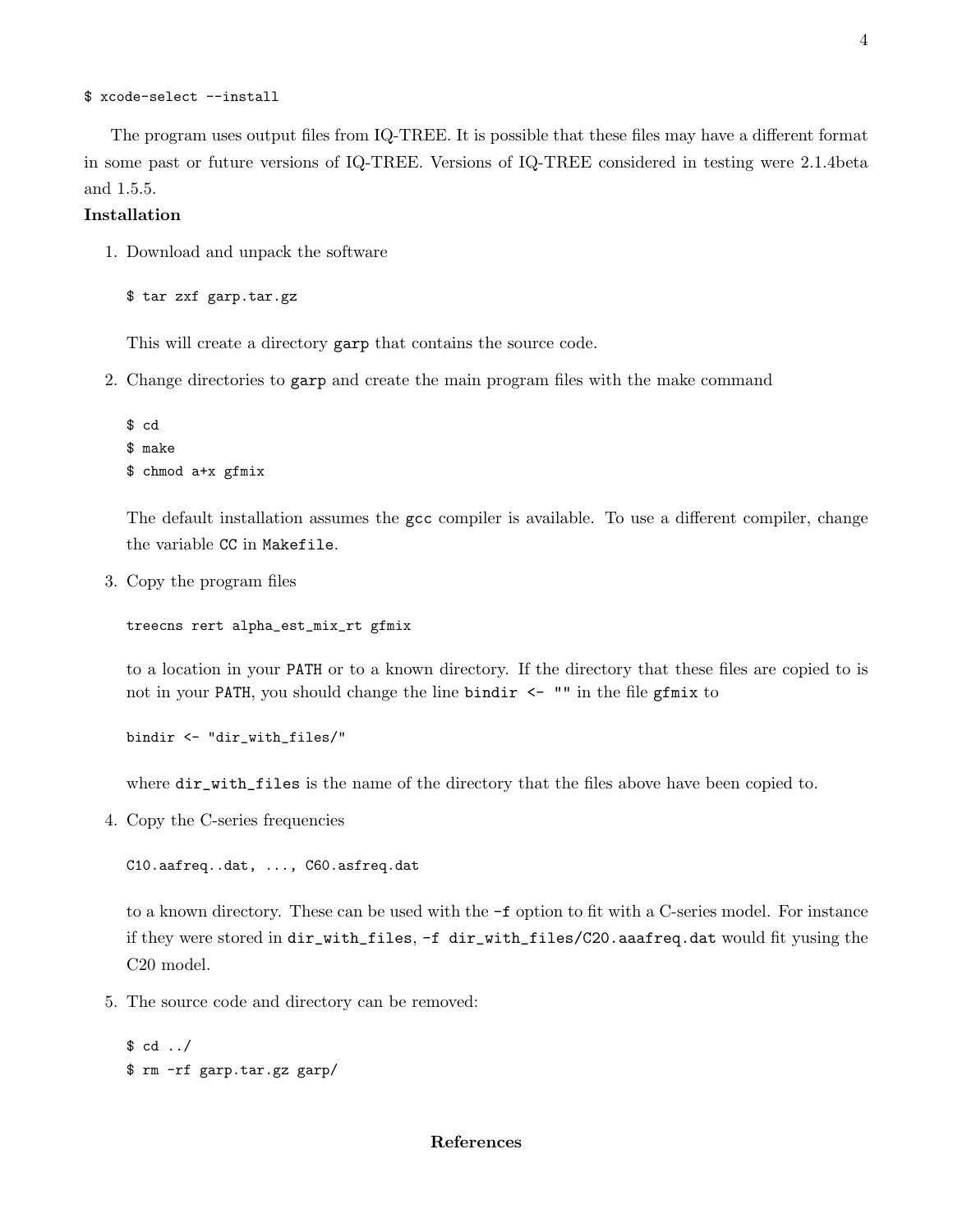```
$ xcode-select --install
```

The program uses output files from IQ-TREE. It is possible that these files may have a different format in some past or future versions of IQ-TREE. Versions of IQ-TREE considered in testing were 2.1.4beta and 1.5.5.

**Installation**

1. Download and unpack the software

   ```
   $ tar zxf garp.tar.gz
   ```

   This will create a directory `garp` that contains the source code.

2. Change directories to `garp` and create the main program files with the make command

   ```
   $ cd
   $ make
   $ chmod a+x gfmix
   ```

   The default installation assumes the `gcc` compiler is available. To use a different compiler, change the variable `CC` in `Makefile`.

3. Copy the program files

   ```
   treecns rert alpha_est_mix_rt gfmix
   ```

   to a location in your `PATH` or to a known directory. If the directory that these files are copied to is not in your `PATH`, you should change the line `bindir <- ""` in the file `gfmix` to

   ```
   bindir <- "dir_with_files/"
   ```

   where `dir_with_files` is the name of the directory that the files above have been copied to.

4. Copy the C-series frequencies

   ```
   C10.aafreq..dat, ..., C60.asfreq.dat
   ```

   to a known directory. These can be used with the `-f` option to fit with a C-series model. For instance if they were stored in `dir_with_files`, `-f dir_with_files/C20.aaafreq.dat` would fit yusing the C20 model.

5. The source code and directory can be removed:

   ```
   $ cd ../
   $ rm -rf garp.tar.gz garp/
   ```

## References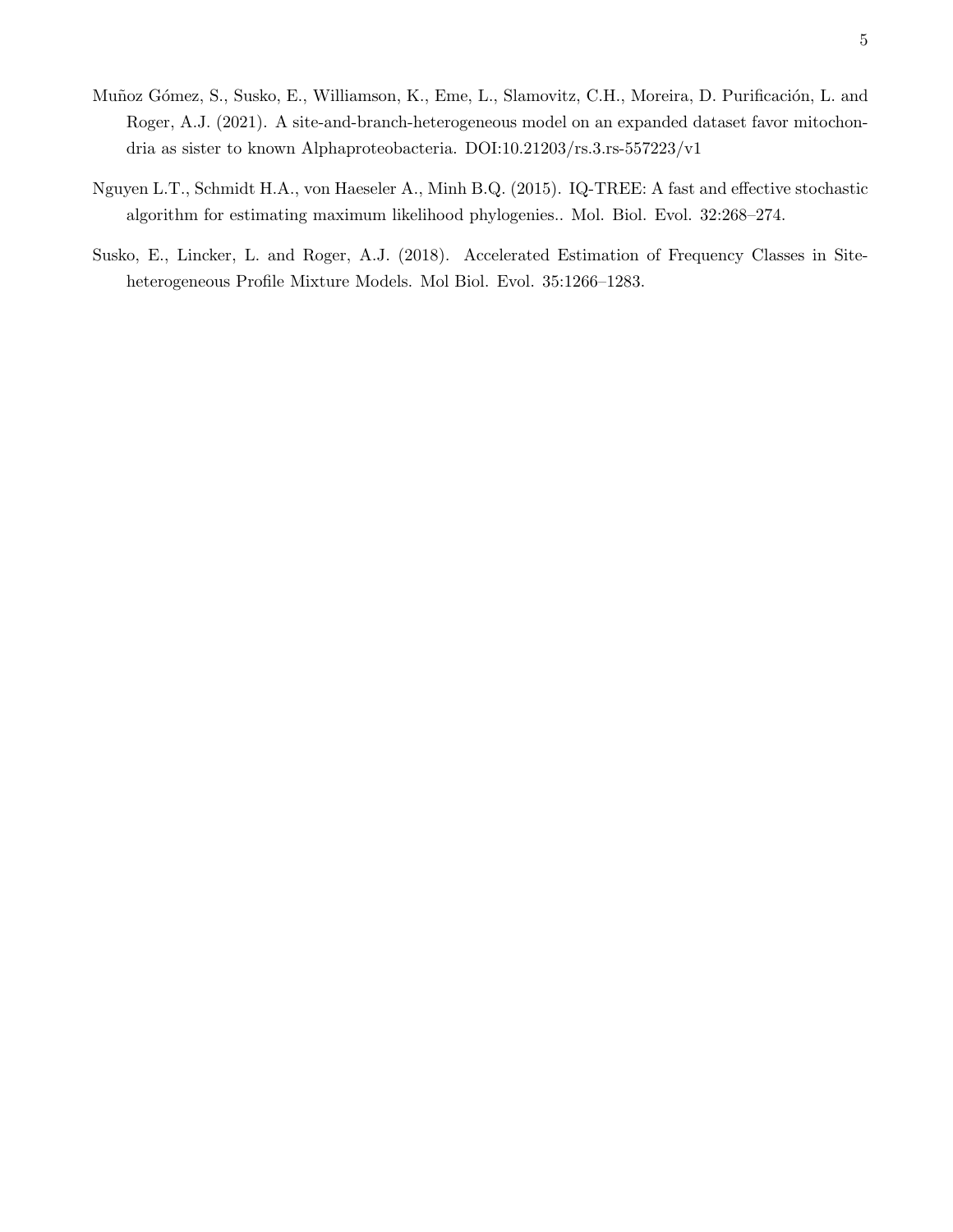Muñoz Gómez, S., Susko, E., Williamson, K., Eme, L., Slamovitz, C.H., Moreira, D. Purificación, L. and Roger, A.J. (2021). A site-and-branch-heterogeneous model on an expanded dataset favor mitochondria as sister to known Alphaproteobacteria. DOI:10.21203/rs.3.rs-557223/v1

Nguyen L.T., Schmidt H.A., von Haeseler A., Minh B.Q. (2015). IQ-TREE: A fast and effective stochastic algorithm for estimating maximum likelihood phylogenies.. Mol. Biol. Evol. 32:268–274.

Susko, E., Lincker, L. and Roger, A.J. (2018). Accelerated Estimation of Frequency Classes in Site-heterogeneous Profile Mixture Models. Mol Biol. Evol. 35:1266–1283.